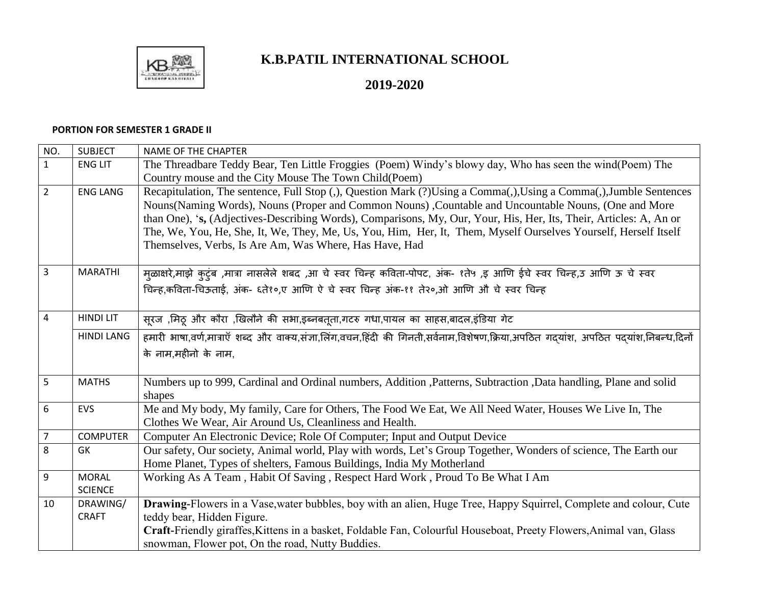# K.B.PATIL INTERNATIONAL SCHOOL

## 2019-2020

**PORTION FOR SEMESTER 1 GRADE II**

| NO. | SUBJECT | NAME OF THE CHAPTER |
|---|---|---|
| 1 | ENG LIT | The Threadbare Teddy Bear, Ten Little Froggies (Poem) Windy's blowy day, Who has seen the wind(Poem) The Country mouse and the City Mouse The Town Child(Poem) |
| 2 | ENG LANG | Recapitulation, The sentence, Full Stop (,), Question Mark (?)Using a Comma(,),Using a Comma(,),Jumble Sentences Nouns(Naming Words), Nouns (Proper and Common Nouns) ,Countable and Uncountable Nouns, (One and More than One), '**s,** (Adjectives-Describing Words), Comparisons, My, Our, Your, His, Her, Its, Their, Articles: A, An or The, We, You, He, She, It, We, They, Me, Us, You, Him, Her, It, Them, Myself Ourselves Yourself, Herself Itself Themselves, Verbs, Is Are Am, Was Where, Has Have, Had |
| 3 | MARATHI | मुळाक्षरे,माझे कुटुंब ,मात्रा नासलेले शबद ,आ चे स्वर चिन्ह कविता-पोपट, अंक- १ते५ ,इ आणि ईचे स्वर चिन्ह,उ आणि ऊ चे स्वर चिन्ह,कविता-चिऊताई, अंक- ६ते१०,ए आणि ऐ चे स्वर चिन्ह अंक-११ ते२०,ओ आणि औ चे स्वर चिन्ह |
| 4 | HINDI LIT | सूरज ,मिठू और कौरा ,खिलौने की सभा,इब्नबतूता,गटरु गधा,पायल का साहस,बादल,इंडिया गेट |
| | HINDI LANG | हमारी भाषा,वर्ण,मात्राएँ शब्द और वाक्य,संज्ञा,लिंग,वचन,हिंदी की गिनती,सर्वनाम,विशेषण,क्रिया,अपठित गद्यांश, अपठित पद्यांश,निबन्ध,दिनों के नाम,महीनो के नाम, |
| 5 | MATHS | Numbers up to 999, Cardinal and Ordinal numbers, Addition ,Patterns, Subtraction ,Data handling, Plane and solid shapes |
| 6 | EVS | Me and My body, My family, Care for Others, The Food We Eat, We All Need Water, Houses We Live In, The Clothes We Wear, Air Around Us, Cleanliness and Health. |
| 7 | COMPUTER | Computer An Electronic Device; Role Of Computer; Input and Output Device |
| 8 | GK | Our safety, Our society, Animal world, Play with words, Let's Group Together, Wonders of science, The Earth our Home Planet, Types of shelters, Famous Buildings, India My Motherland |
| 9 | MORAL SCIENCE | Working As A Team , Habit Of Saving , Respect Hard Work , Proud To Be What I Am |
| 10 | DRAWING/ CRAFT | **Drawing**-Flowers in a Vase,water bubbles, boy with an alien, Huge Tree, Happy Squirrel, Complete and colour, Cute teddy bear, Hidden Figure. **Craft**-Friendly giraffes,Kittens in a basket, Foldable Fan, Colourful Houseboat, Preety Flowers,Animal van, Glass snowman, Flower pot, On the road, Nutty Buddies. |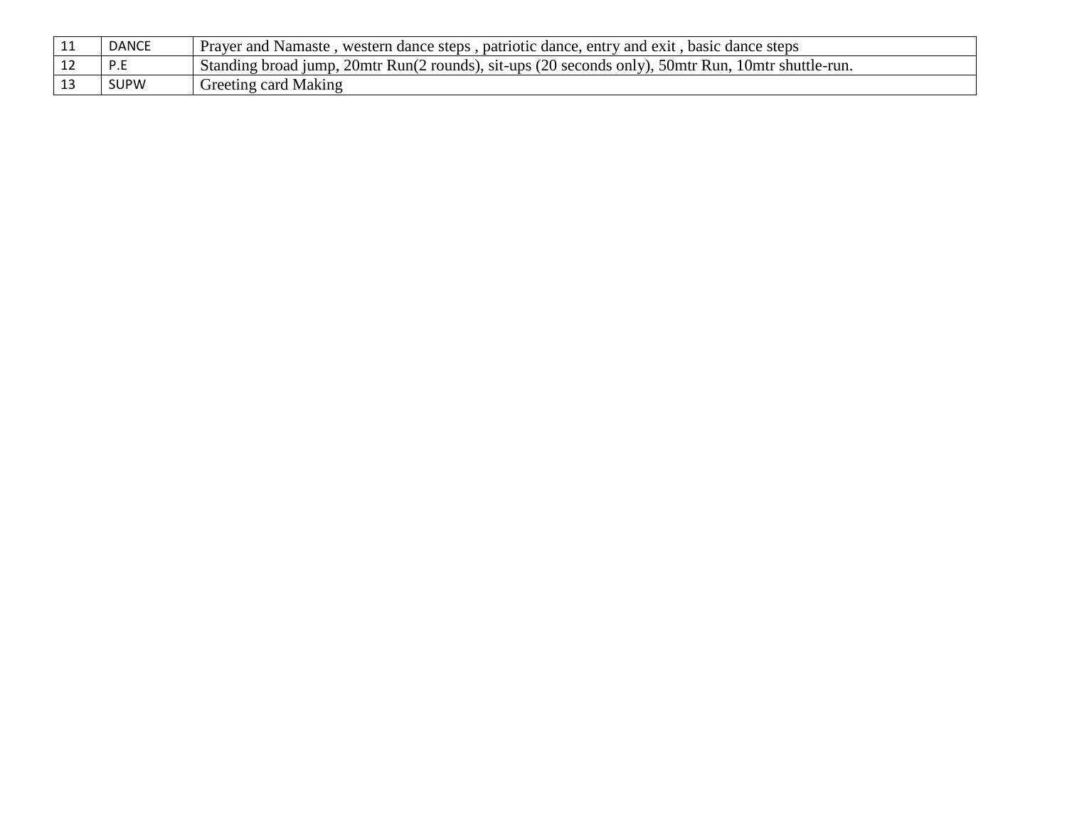| | | |
|---|---|---|
| 11 | DANCE | Prayer and Namaste , western dance steps , patriotic dance, entry and exit , basic dance steps |
| 12 | P.E | Standing broad jump, 20mtr Run(2 rounds), sit-ups (20 seconds only), 50mtr Run, 10mtr shuttle-run. |
| 13 | SUPW | Greeting card Making |